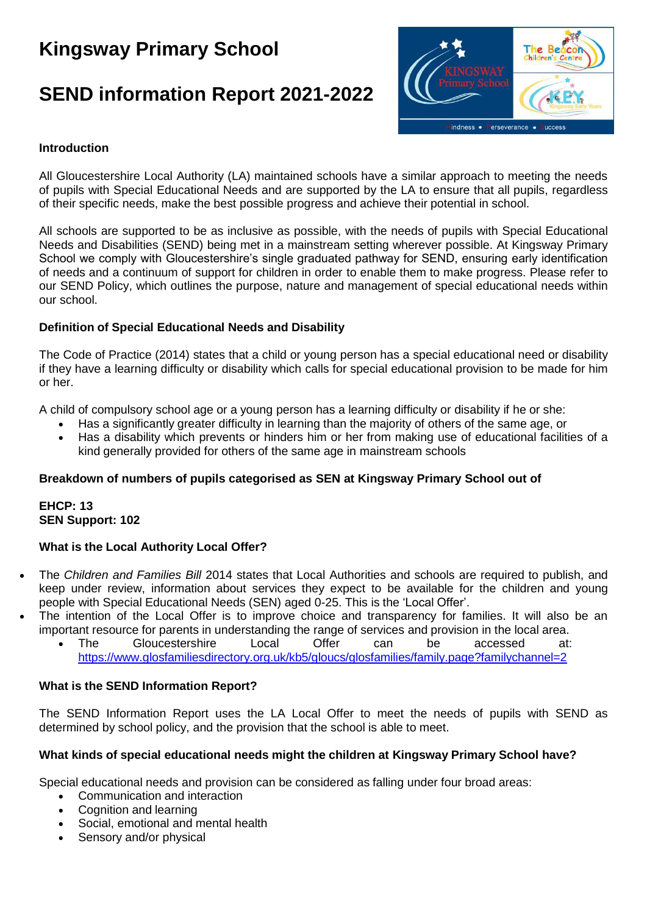# Kingsway Primary School

# SEND information Report 2021-2022

### Introduction

All Gloucestershire Local Authority (LA) maintained schools have a similar approach to meeting the needs of pupils with Special Educational Needs and are supported by the LA to ensure that all pupils, regardless of their specific needs, make the best possible progress and achieve their potential in school.

All schools are supported to be as inclusive as possible, with the needs of pupils with Special Educational Needs and Disabilities (SEND) being met in a mainstream setting wherever possible. At Kingsway Primary School we comply with Gloucestershire's single graduated pathway for SEND, ensuring early identification of needs and a continuum of support for children in order to enable them to make progress. Please refer to our SEND Policy, which outlines the purpose, nature and management of special educational needs within our school.

### Definition of Special Educational Needs and Disability

The Code of Practice (2014) states that a child or young person has a special educational need or disability if they have a learning difficulty or disability which calls for special educational provision to be made for him or her.

A child of compulsory school age or a young person has a learning difficulty or disability if he or she:

- Has a significantly greater difficulty in learning than the majority of others of the same age, or
- Has a disability which prevents or hinders him or her from making use of educational facilities of a kind generally provided for others of the same age in mainstream schools

### Breakdown of numbers of pupils categorised as SEN at Kingsway Primary School out of

**EHCP: 13**
**SEN Support: 102**

### What is the Local Authority Local Offer?

- The *Children and Families Bill* 2014 states that Local Authorities and schools are required to publish, and keep under review, information about services they expect to be available for the children and young people with Special Educational Needs (SEN) aged 0-25. This is the 'Local Offer'.
- The intention of the Local Offer is to improve choice and transparency for families. It will also be an important resource for parents in understanding the range of services and provision in the local area.
  - The Gloucestershire Local Offer can be accessed at: https://www.glosfamiliesdirectory.org.uk/kb5/gloucs/glosfamilies/family.page?familychannel=2

### What is the SEND Information Report?

The SEND Information Report uses the LA Local Offer to meet the needs of pupils with SEND as determined by school policy, and the provision that the school is able to meet.

### What kinds of special educational needs might the children at Kingsway Primary School have?

Special educational needs and provision can be considered as falling under four broad areas:

- Communication and interaction
- Cognition and learning
- Social, emotional and mental health
- Sensory and/or physical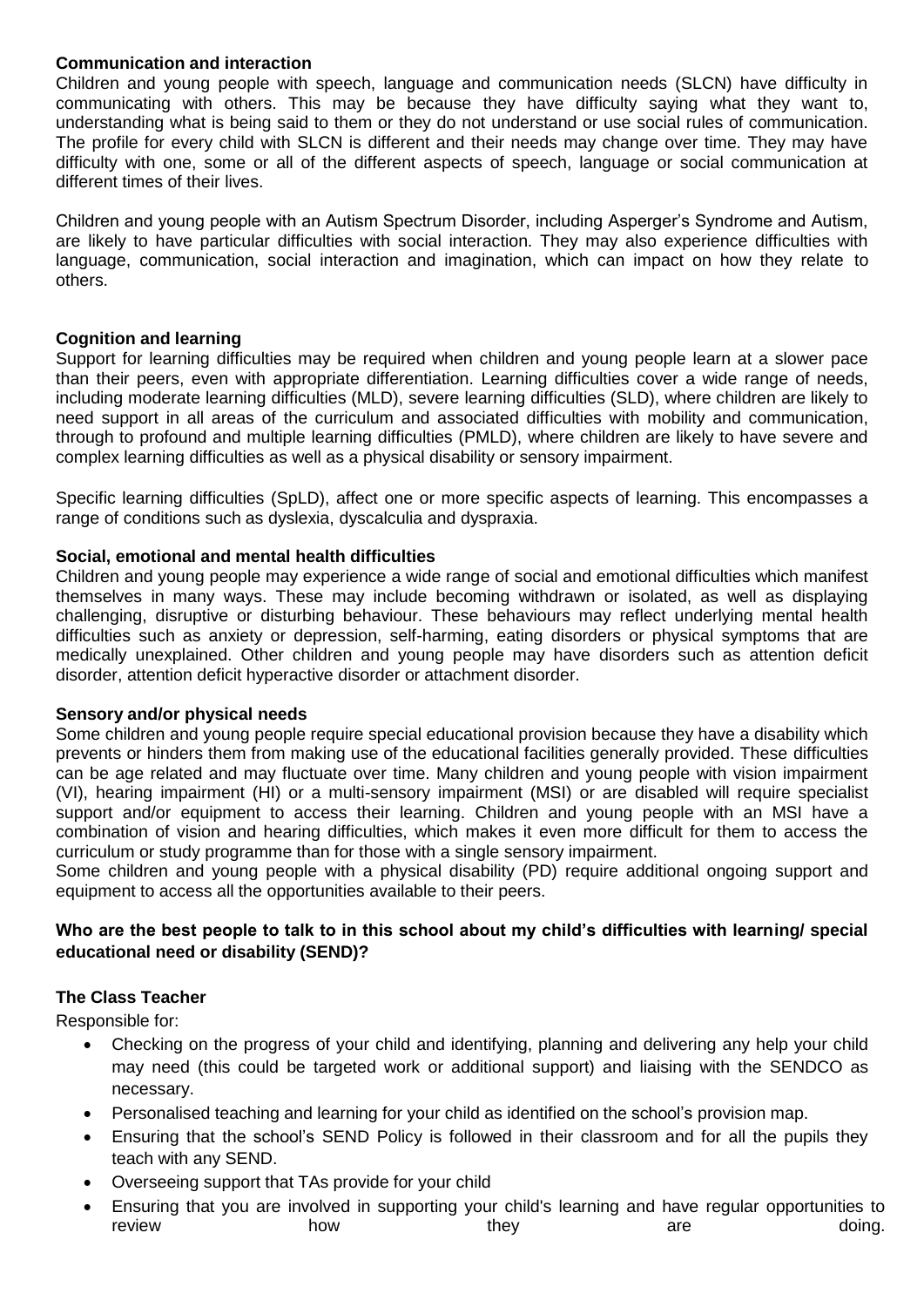**Communication and interaction**

Children and young people with speech, language and communication needs (SLCN) have difficulty in communicating with others. This may be because they have difficulty saying what they want to, understanding what is being said to them or they do not understand or use social rules of communication. The profile for every child with SLCN is different and their needs may change over time. They may have difficulty with one, some or all of the different aspects of speech, language or social communication at different times of their lives.

Children and young people with an Autism Spectrum Disorder, including Asperger's Syndrome and Autism, are likely to have particular difficulties with social interaction. They may also experience difficulties with language, communication, social interaction and imagination, which can impact on how they relate to others.

**Cognition and learning**

Support for learning difficulties may be required when children and young people learn at a slower pace than their peers, even with appropriate differentiation. Learning difficulties cover a wide range of needs, including moderate learning difficulties (MLD), severe learning difficulties (SLD), where children are likely to need support in all areas of the curriculum and associated difficulties with mobility and communication, through to profound and multiple learning difficulties (PMLD), where children are likely to have severe and complex learning difficulties as well as a physical disability or sensory impairment.

Specific learning difficulties (SpLD), affect one or more specific aspects of learning. This encompasses a range of conditions such as dyslexia, dyscalculia and dyspraxia.

**Social, emotional and mental health difficulties**

Children and young people may experience a wide range of social and emotional difficulties which manifest themselves in many ways. These may include becoming withdrawn or isolated, as well as displaying challenging, disruptive or disturbing behaviour. These behaviours may reflect underlying mental health difficulties such as anxiety or depression, self-harming, eating disorders or physical symptoms that are medically unexplained. Other children and young people may have disorders such as attention deficit disorder, attention deficit hyperactive disorder or attachment disorder.

**Sensory and/or physical needs**

Some children and young people require special educational provision because they have a disability which prevents or hinders them from making use of the educational facilities generally provided. These difficulties can be age related and may fluctuate over time. Many children and young people with vision impairment (VI), hearing impairment (HI) or a multi-sensory impairment (MSI) or are disabled will require specialist support and/or equipment to access their learning. Children and young people with an MSI have a combination of vision and hearing difficulties, which makes it even more difficult for them to access the curriculum or study programme than for those with a single sensory impairment.

Some children and young people with a physical disability (PD) require additional ongoing support and equipment to access all the opportunities available to their peers.

**Who are the best people to talk to in this school about my child's difficulties with learning/ special educational need or disability (SEND)?**

**The Class Teacher**

Responsible for:

- Checking on the progress of your child and identifying, planning and delivering any help your child may need (this could be targeted work or additional support) and liaising with the SENDCO as necessary.
- Personalised teaching and learning for your child as identified on the school's provision map.
- Ensuring that the school's SEND Policy is followed in their classroom and for all the pupils they teach with any SEND.
- Overseeing support that TAs provide for your child
- Ensuring that you are involved in supporting your child's learning and have regular opportunities to review how they are doing.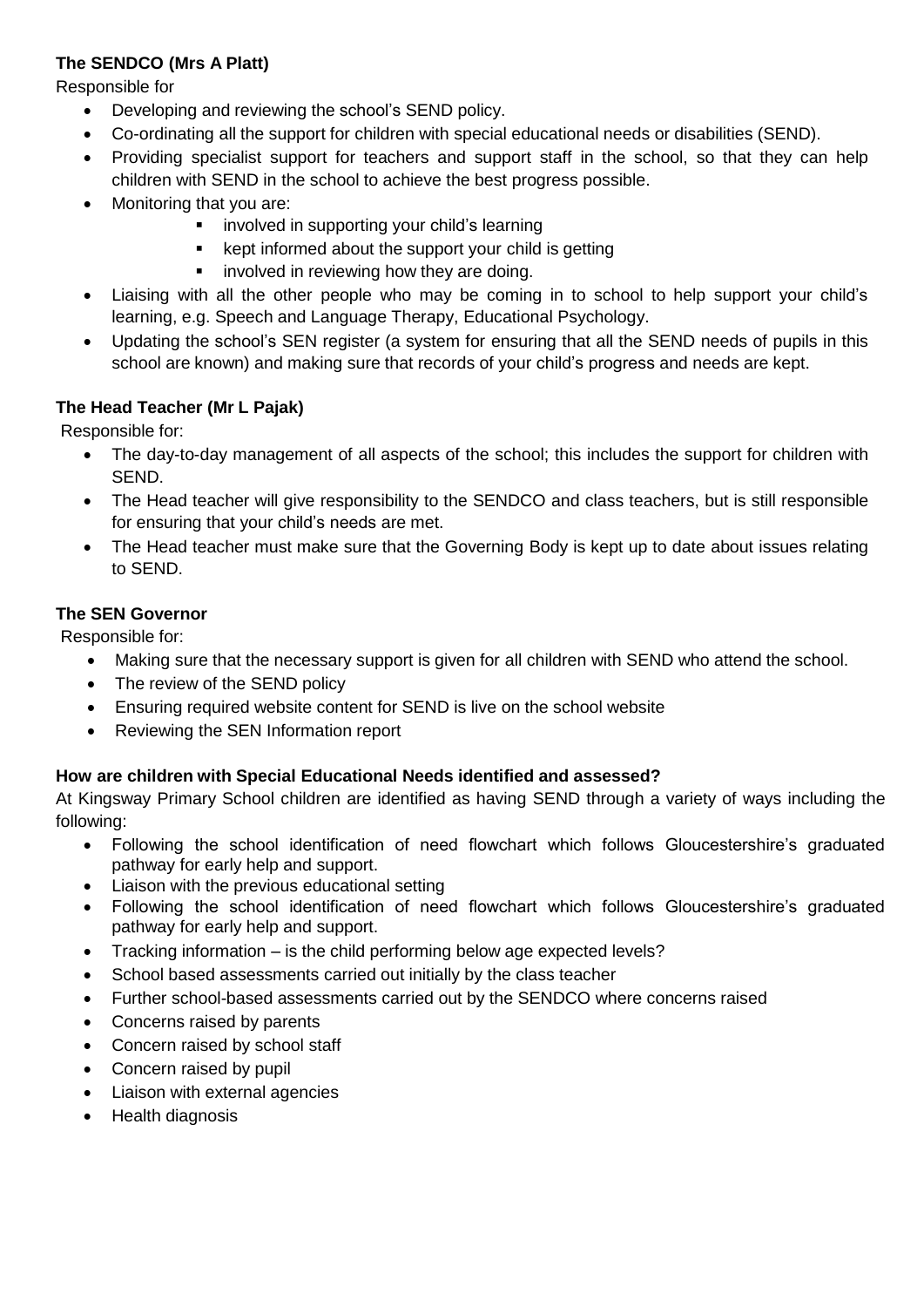**The SENDCO (Mrs A Platt)**

Responsible for

- Developing and reviewing the school's SEND policy.
- Co-ordinating all the support for children with special educational needs or disabilities (SEND).
- Providing specialist support for teachers and support staff in the school, so that they can help children with SEND in the school to achieve the best progress possible.
- Monitoring that you are:
  - involved in supporting your child's learning
  - kept informed about the support your child is getting
  - involved in reviewing how they are doing.
- Liaising with all the other people who may be coming in to school to help support your child's learning, e.g. Speech and Language Therapy, Educational Psychology.
- Updating the school's SEN register (a system for ensuring that all the SEND needs of pupils in this school are known) and making sure that records of your child's progress and needs are kept.

**The Head Teacher (Mr L Pajak)**

Responsible for:

- The day-to-day management of all aspects of the school; this includes the support for children with SEND.
- The Head teacher will give responsibility to the SENDCO and class teachers, but is still responsible for ensuring that your child's needs are met.
- The Head teacher must make sure that the Governing Body is kept up to date about issues relating to SEND.

**The SEN Governor**

Responsible for:

- Making sure that the necessary support is given for all children with SEND who attend the school.
- The review of the SEND policy
- Ensuring required website content for SEND is live on the school website
- Reviewing the SEN Information report

**How are children with Special Educational Needs identified and assessed?**

At Kingsway Primary School children are identified as having SEND through a variety of ways including the following:

- Following the school identification of need flowchart which follows Gloucestershire's graduated pathway for early help and support.
- Liaison with the previous educational setting
- Following the school identification of need flowchart which follows Gloucestershire's graduated pathway for early help and support.
- Tracking information – is the child performing below age expected levels?
- School based assessments carried out initially by the class teacher
- Further school-based assessments carried out by the SENDCO where concerns raised
- Concerns raised by parents
- Concern raised by school staff
- Concern raised by pupil
- Liaison with external agencies
- Health diagnosis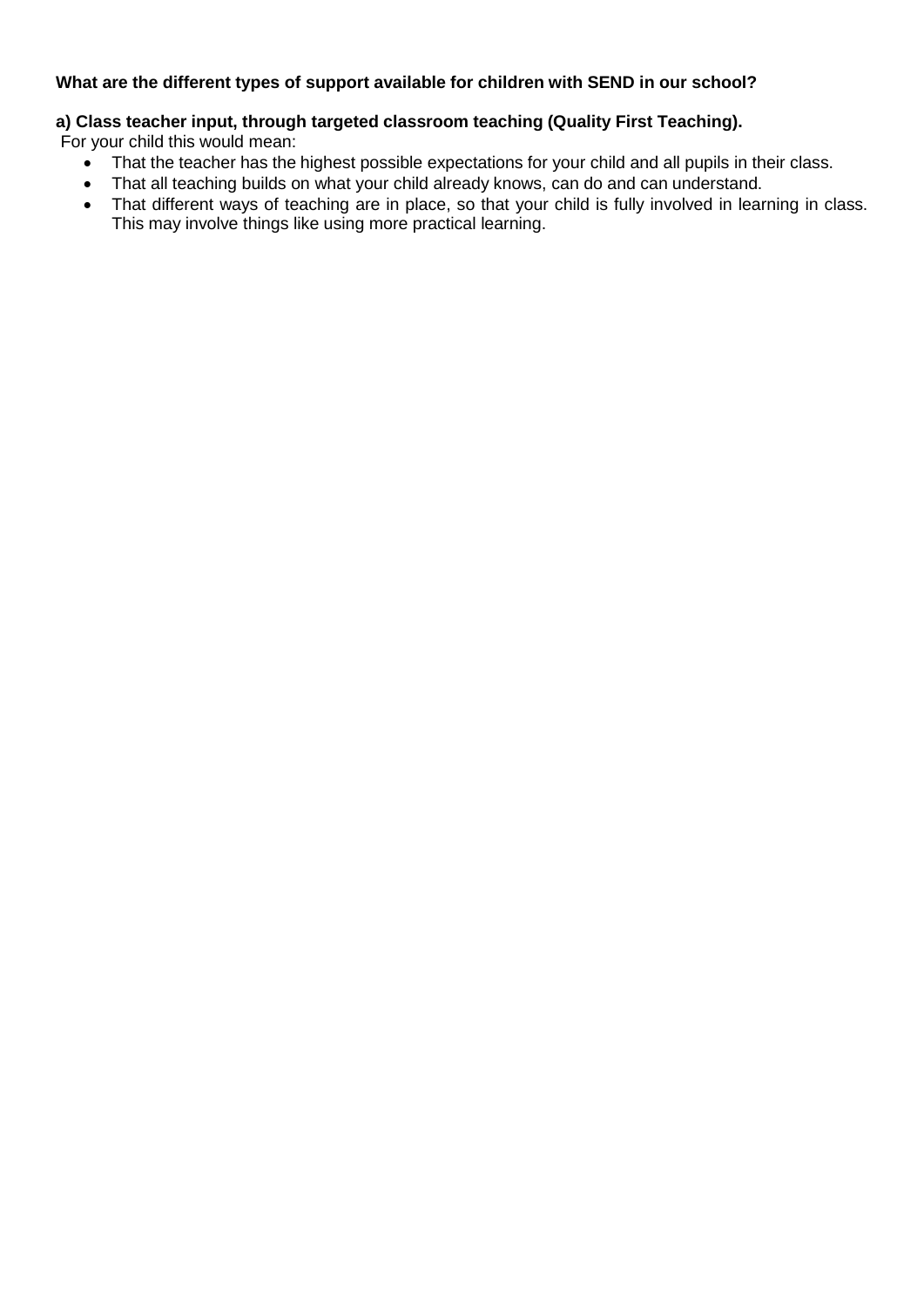**What are the different types of support available for children with SEND in our school?**

**a) Class teacher input, through targeted classroom teaching (Quality First Teaching).**

For your child this would mean:

- That the teacher has the highest possible expectations for your child and all pupils in their class.
- That all teaching builds on what your child already knows, can do and can understand.
- That different ways of teaching are in place, so that your child is fully involved in learning in class. This may involve things like using more practical learning.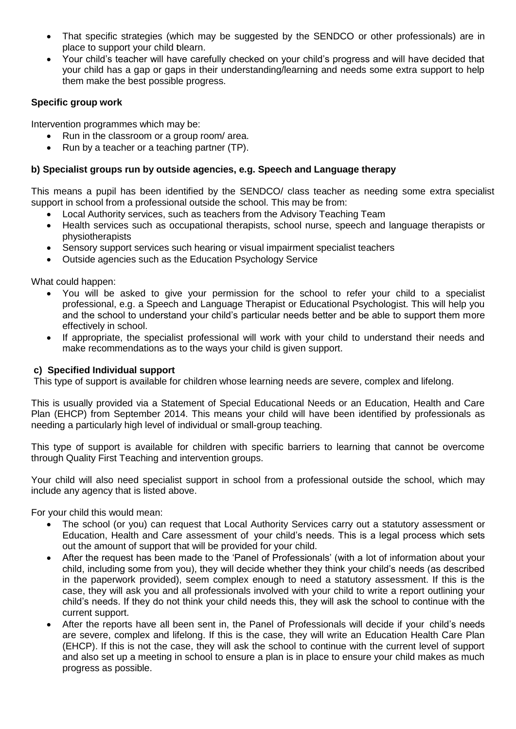- That specific strategies (which may be suggested by the SENDCO or other professionals) are in place to support your child to learn.
- Your child's teacher will have carefully checked on your child's progress and will have decided that your child has a gap or gaps in their understanding/learning and needs some extra support to help them make the best possible progress.

**Specific group work**

Intervention programmes which may be:

- Run in the classroom or a group room/ area.
- Run by a teacher or a teaching partner (TP).

**b) Specialist groups run by outside agencies, e.g. Speech and Language therapy**

This means a pupil has been identified by the SENDCO/ class teacher as needing some extra specialist support in school from a professional outside the school. This may be from:

- Local Authority services, such as teachers from the Advisory Teaching Team
- Health services such as occupational therapists, school nurse, speech and language therapists or physiotherapists
- Sensory support services such hearing or visual impairment specialist teachers
- Outside agencies such as the Education Psychology Service

What could happen:

- You will be asked to give your permission for the school to refer your child to a specialist professional, e.g. a Speech and Language Therapist or Educational Psychologist. This will help you and the school to understand your child's particular needs better and be able to support them more effectively in school.
- If appropriate, the specialist professional will work with your child to understand their needs and make recommendations as to the ways your child is given support.

**c) Specified Individual support**

This type of support is available for children whose learning needs are severe, complex and lifelong.

This is usually provided via a Statement of Special Educational Needs or an Education, Health and Care Plan (EHCP) from September 2014. This means your child will have been identified by professionals as needing a particularly high level of individual or small-group teaching.

This type of support is available for children with specific barriers to learning that cannot be overcome through Quality First Teaching and intervention groups.

Your child will also need specialist support in school from a professional outside the school, which may include any agency that is listed above.

For your child this would mean:

- The school (or you) can request that Local Authority Services carry out a statutory assessment or Education, Health and Care assessment of your child's needs. This is a legal process which sets out the amount of support that will be provided for your child.
- After the request has been made to the 'Panel of Professionals' (with a lot of information about your child, including some from you), they will decide whether they think your child's needs (as described in the paperwork provided), seem complex enough to need a statutory assessment. If this is the case, they will ask you and all professionals involved with your child to write a report outlining your child's needs. If they do not think your child needs this, they will ask the school to continue with the current support.
- After the reports have all been sent in, the Panel of Professionals will decide if your child's needs are severe, complex and lifelong. If this is the case, they will write an Education Health Care Plan (EHCP). If this is not the case, they will ask the school to continue with the current level of support and also set up a meeting in school to ensure a plan is in place to ensure your child makes as much progress as possible.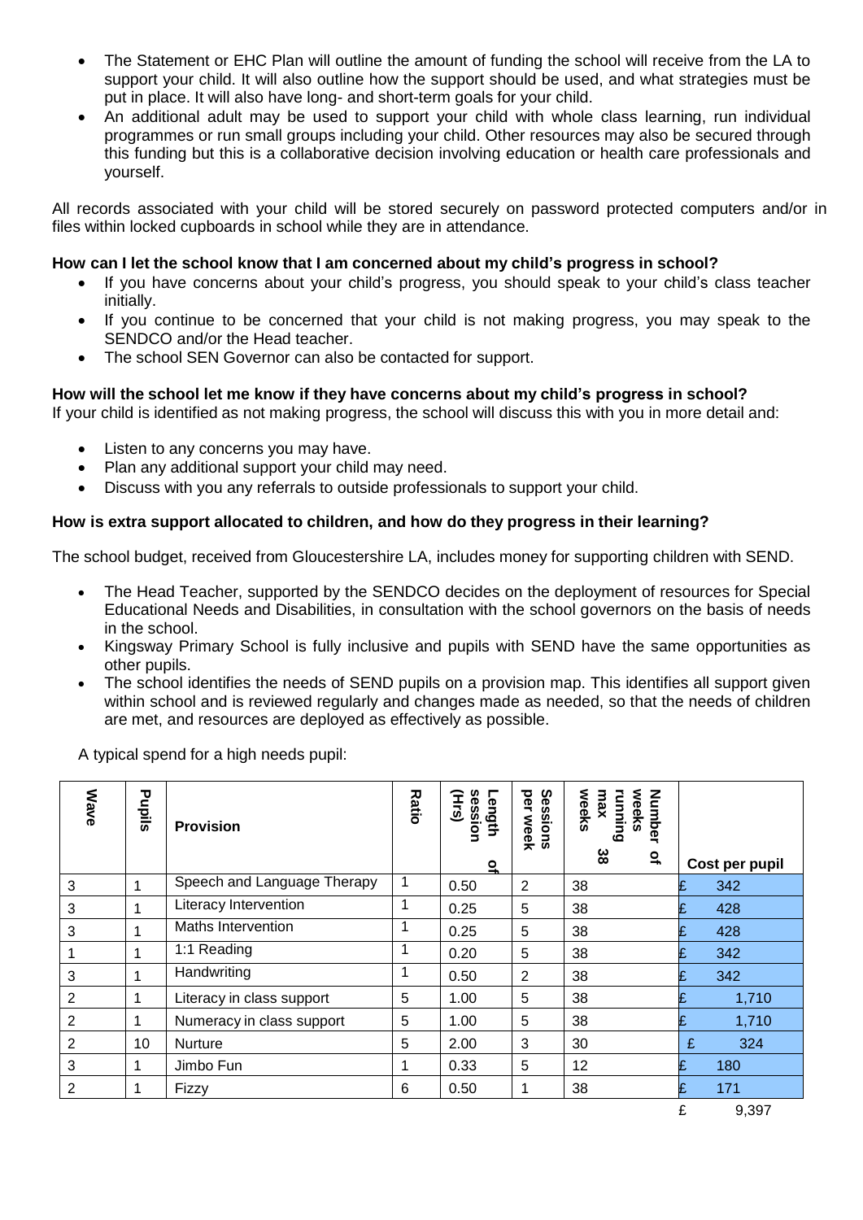- The Statement or EHC Plan will outline the amount of funding the school will receive from the LA to support your child. It will also outline how the support should be used, and what strategies must be put in place. It will also have long- and short-term goals for your child.
- An additional adult may be used to support your child with whole class learning, run individual programmes or run small groups including your child. Other resources may also be secured through this funding but this is a collaborative decision involving education or health care professionals and yourself.

All records associated with your child will be stored securely on password protected computers and/or in files within locked cupboards in school while they are in attendance.

**How can I let the school know that I am concerned about my child's progress in school?**

- If you have concerns about your child's progress, you should speak to your child's class teacher initially.
- If you continue to be concerned that your child is not making progress, you may speak to the SENDCO and/or the Head teacher.
- The school SEN Governor can also be contacted for support.

**How will the school let me know if they have concerns about my child's progress in school?**

If your child is identified as not making progress, the school will discuss this with you in more detail and:

- Listen to any concerns you may have.
- Plan any additional support your child may need.
- Discuss with you any referrals to outside professionals to support your child.

**How is extra support allocated to children, and how do they progress in their learning?**

The school budget, received from Gloucestershire LA, includes money for supporting children with SEND.

- The Head Teacher, supported by the SENDCO decides on the deployment of resources for Special Educational Needs and Disabilities, in consultation with the school governors on the basis of needs in the school.
- Kingsway Primary School is fully inclusive and pupils with SEND have the same opportunities as other pupils.
- The school identifies the needs of SEND pupils on a provision map. This identifies all support given within school and is reviewed regularly and changes made as needed, so that the needs of children are met, and resources are deployed as effectively as possible.

A typical spend for a high needs pupil:

| Wave | Pupils | Provision | Ratio | Length of session (Hrs) | Sessions per week | Number of weeks running max 38 weeks | Cost per pupil |
|---|---|---|---|---|---|---|---|
| 3 | 1 | Speech and Language Therapy | 1 | 0.50 | 2 | 38 | £ 342 |
| 3 | 1 | Literacy Intervention | 1 | 0.25 | 5 | 38 | £ 428 |
| 3 | 1 | Maths Intervention | 1 | 0.25 | 5 | 38 | £ 428 |
| 1 | 1 | 1:1 Reading | 1 | 0.20 | 5 | 38 | £ 342 |
| 3 | 1 | Handwriting | 1 | 0.50 | 2 | 38 | £ 342 |
| 2 | 1 | Literacy in class support | 5 | 1.00 | 5 | 38 | £ 1,710 |
| 2 | 1 | Numeracy in class support | 5 | 1.00 | 5 | 38 | £ 1,710 |
| 2 | 10 | Nurture | 5 | 2.00 | 3 | 30 | £ 324 |
| 3 | 1 | Jimbo Fun | 1 | 0.33 | 5 | 12 | £ 180 |
| 2 | 1 | Fizzy | 6 | 0.50 | 1 | 38 | £ 171 |
| | | | | | | | £ 9,397 |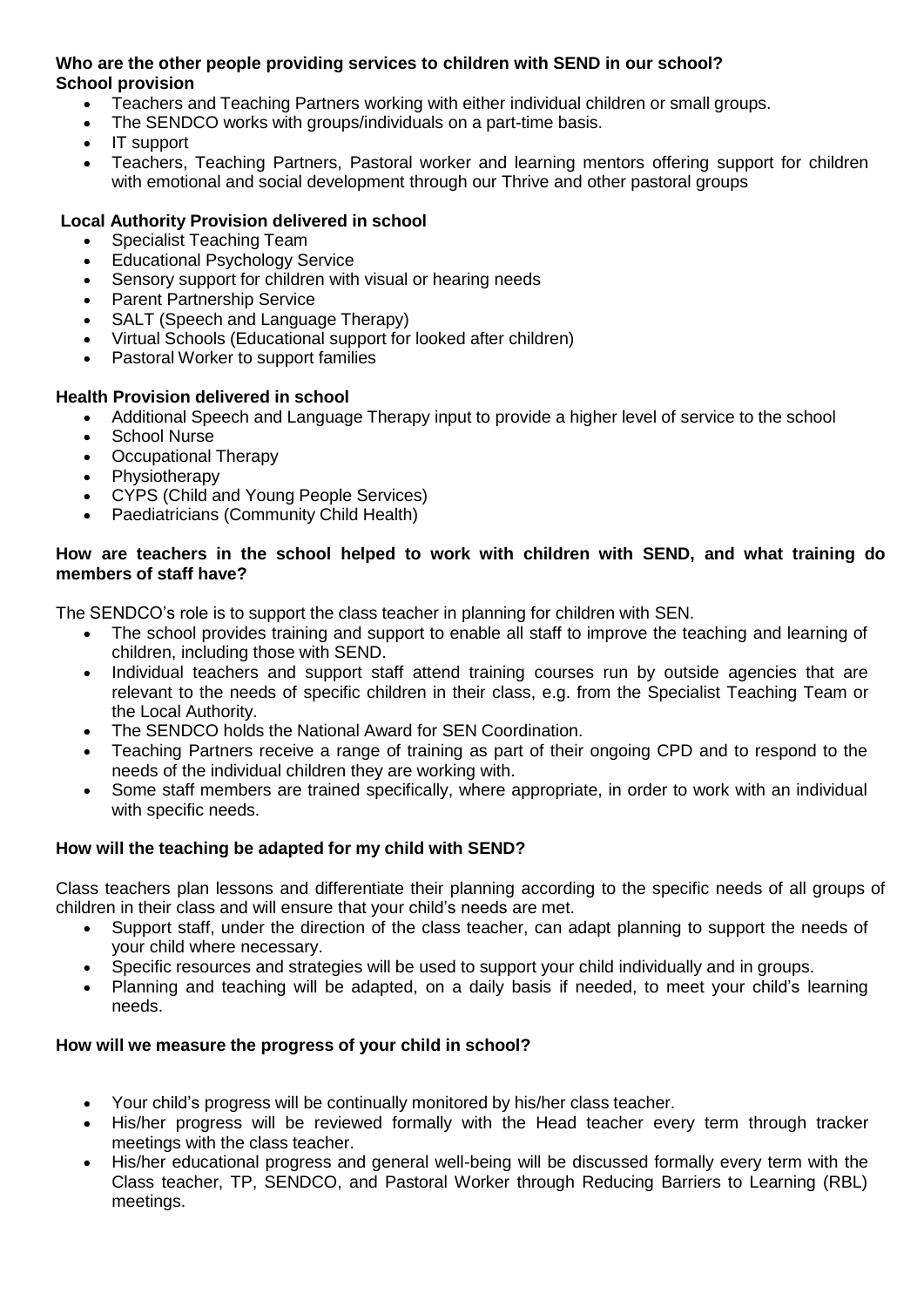**Who are the other people providing services to children with SEND in our school?**
**School provision**

- Teachers and Teaching Partners working with either individual children or small groups.
- The SENDCO works with groups/individuals on a part-time basis.
- IT support
- Teachers, Teaching Partners, Pastoral worker and learning mentors offering support for children with emotional and social development through our Thrive and other pastoral groups

**Local Authority Provision delivered in school**

- Specialist Teaching Team
- Educational Psychology Service
- Sensory support for children with visual or hearing needs
- Parent Partnership Service
- SALT (Speech and Language Therapy)
- Virtual Schools (Educational support for looked after children)
- Pastoral Worker to support families

**Health Provision delivered in school**

- Additional Speech and Language Therapy input to provide a higher level of service to the school
- School Nurse
- Occupational Therapy
- Physiotherapy
- CYPS (Child and Young People Services)
- Paediatricians (Community Child Health)

**How are teachers in the school helped to work with children with SEND, and what training do members of staff have?**

The SENDCO's role is to support the class teacher in planning for children with SEN.

- The school provides training and support to enable all staff to improve the teaching and learning of children, including those with SEND.
- Individual teachers and support staff attend training courses run by outside agencies that are relevant to the needs of specific children in their class, e.g. from the Specialist Teaching Team or the Local Authority.
- The SENDCO holds the National Award for SEN Coordination.
- Teaching Partners receive a range of training as part of their ongoing CPD and to respond to the needs of the individual children they are working with.
- Some staff members are trained specifically, where appropriate, in order to work with an individual with specific needs.

**How will the teaching be adapted for my child with SEND?**

Class teachers plan lessons and differentiate their planning according to the specific needs of all groups of children in their class and will ensure that your child's needs are met.

- Support staff, under the direction of the class teacher, can adapt planning to support the needs of your child where necessary.
- Specific resources and strategies will be used to support your child individually and in groups.
- Planning and teaching will be adapted, on a daily basis if needed, to meet your child's learning needs.

**How will we measure the progress of your child in school?**

- Your child's progress will be continually monitored by his/her class teacher.
- His/her progress will be reviewed formally with the Head teacher every term through tracker meetings with the class teacher.
- His/her educational progress and general well-being will be discussed formally every term with the Class teacher, TP, SENDCO, and Pastoral Worker through Reducing Barriers to Learning (RBL) meetings.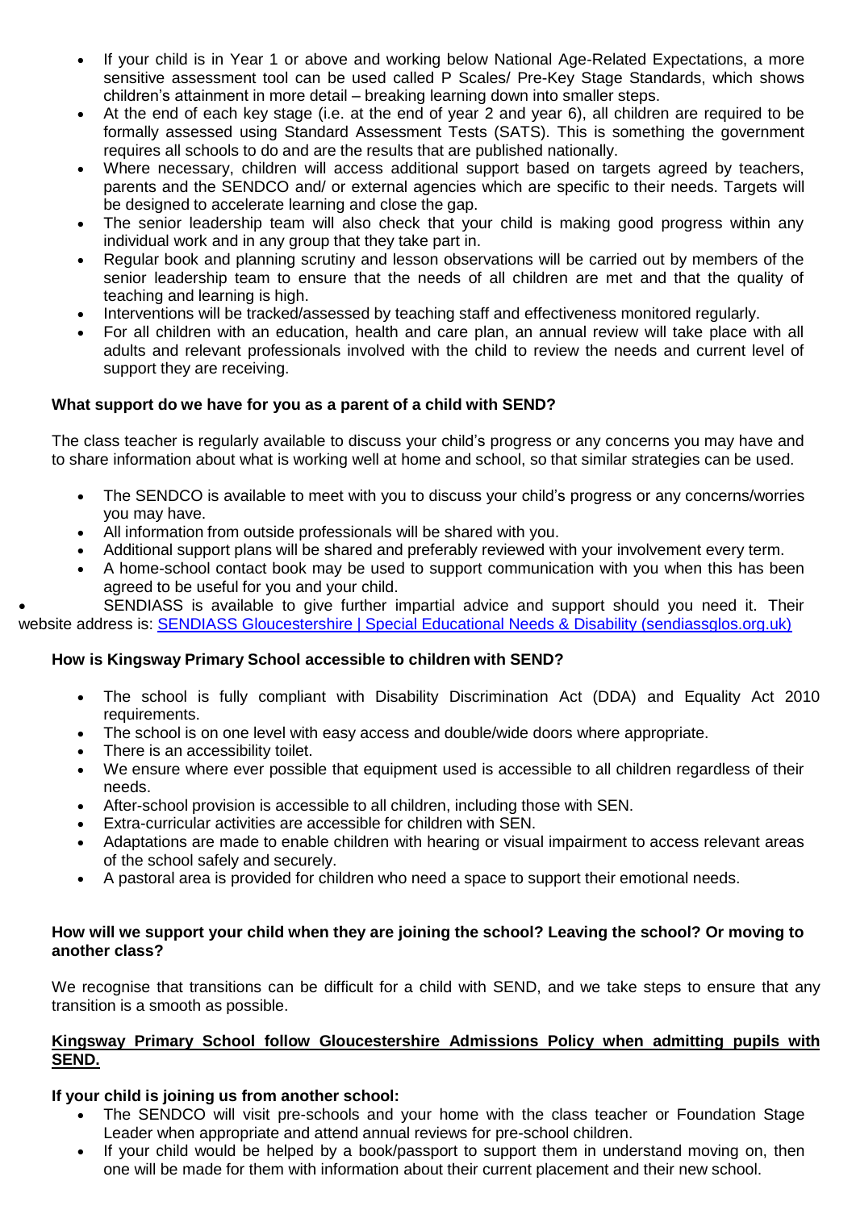- If your child is in Year 1 or above and working below National Age-Related Expectations, a more sensitive assessment tool can be used called P Scales/ Pre-Key Stage Standards, which shows children's attainment in more detail – breaking learning down into smaller steps.
- At the end of each key stage (i.e. at the end of year 2 and year 6), all children are required to be formally assessed using Standard Assessment Tests (SATS). This is something the government requires all schools to do and are the results that are published nationally.
- Where necessary, children will access additional support based on targets agreed by teachers, parents and the SENDCO and/ or external agencies which are specific to their needs. Targets will be designed to accelerate learning and close the gap.
- The senior leadership team will also check that your child is making good progress within any individual work and in any group that they take part in.
- Regular book and planning scrutiny and lesson observations will be carried out by members of the senior leadership team to ensure that the needs of all children are met and that the quality of teaching and learning is high.
- Interventions will be tracked/assessed by teaching staff and effectiveness monitored regularly.
- For all children with an education, health and care plan, an annual review will take place with all adults and relevant professionals involved with the child to review the needs and current level of support they are receiving.

**What support do we have for you as a parent of a child with SEND?**

The class teacher is regularly available to discuss your child's progress or any concerns you may have and to share information about what is working well at home and school, so that similar strategies can be used.

- The SENDCO is available to meet with you to discuss your child's progress or any concerns/worries you may have.
- All information from outside professionals will be shared with you.
- Additional support plans will be shared and preferably reviewed with your involvement every term.
- A home-school contact book may be used to support communication with you when this has been agreed to be useful for you and your child.
- SENDIASS is available to give further impartial advice and support should you need it. Their website address is: [SENDIASS Gloucestershire | Special Educational Needs & Disability (sendiassglos.org.uk)](https://sendiassglos.org.uk)

**How is Kingsway Primary School accessible to children with SEND?**

- The school is fully compliant with Disability Discrimination Act (DDA) and Equality Act 2010 requirements.
- The school is on one level with easy access and double/wide doors where appropriate.
- There is an accessibility toilet.
- We ensure where ever possible that equipment used is accessible to all children regardless of their needs.
- After-school provision is accessible to all children, including those with SEN.
- Extra-curricular activities are accessible for children with SEN.
- Adaptations are made to enable children with hearing or visual impairment to access relevant areas of the school safely and securely.
- A pastoral area is provided for children who need a space to support their emotional needs.

**How will we support your child when they are joining the school? Leaving the school? Or moving to another class?**

We recognise that transitions can be difficult for a child with SEND, and we take steps to ensure that any transition is a smooth as possible.

**<u>Kingsway Primary School follow Gloucestershire Admissions Policy when admitting pupils with SEND.</u>**

**If your child is joining us from another school:**

- The SENDCO will visit pre-schools and your home with the class teacher or Foundation Stage Leader when appropriate and attend annual reviews for pre-school children.
- If your child would be helped by a book/passport to support them in understand moving on, then one will be made for them with information about their current placement and their new school.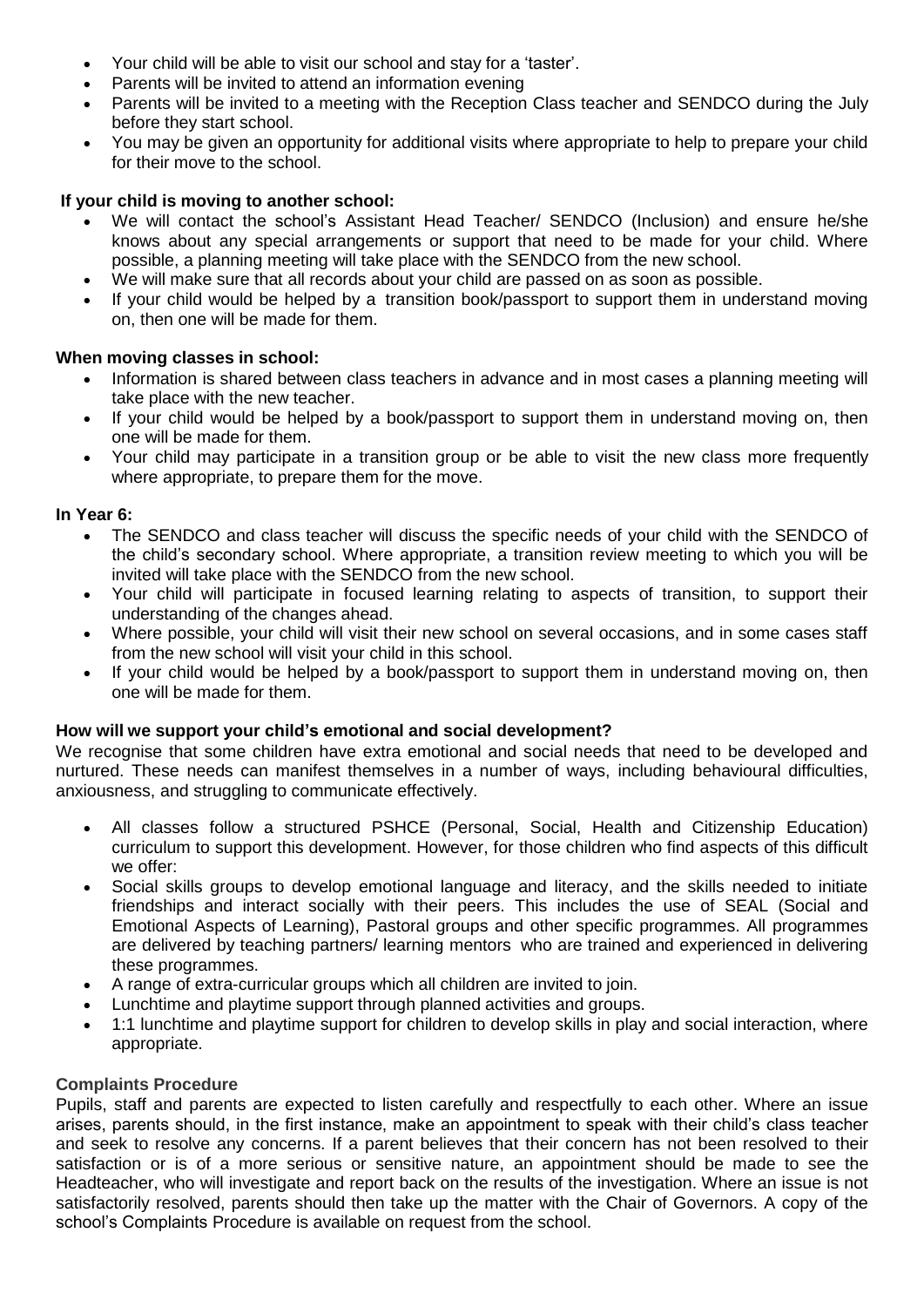- Your child will be able to visit our school and stay for a 'taster'.
- Parents will be invited to attend an information evening
- Parents will be invited to a meeting with the Reception Class teacher and SENDCO during the July before they start school.
- You may be given an opportunity for additional visits where appropriate to help to prepare your child for their move to the school.

**If your child is moving to another school:**

- We will contact the school's Assistant Head Teacher/ SENDCO (Inclusion) and ensure he/she knows about any special arrangements or support that need to be made for your child. Where possible, a planning meeting will take place with the SENDCO from the new school.
- We will make sure that all records about your child are passed on as soon as possible.
- If your child would be helped by a transition book/passport to support them in understand moving on, then one will be made for them.

**When moving classes in school:**

- Information is shared between class teachers in advance and in most cases a planning meeting will take place with the new teacher.
- If your child would be helped by a book/passport to support them in understand moving on, then one will be made for them.
- Your child may participate in a transition group or be able to visit the new class more frequently where appropriate, to prepare them for the move.

**In Year 6:**

- The SENDCO and class teacher will discuss the specific needs of your child with the SENDCO of the child's secondary school. Where appropriate, a transition review meeting to which you will be invited will take place with the SENDCO from the new school.
- Your child will participate in focused learning relating to aspects of transition, to support their understanding of the changes ahead.
- Where possible, your child will visit their new school on several occasions, and in some cases staff from the new school will visit your child in this school.
- If your child would be helped by a book/passport to support them in understand moving on, then one will be made for them.

**How will we support your child's emotional and social development?**

We recognise that some children have extra emotional and social needs that need to be developed and nurtured. These needs can manifest themselves in a number of ways, including behavioural difficulties, anxiousness, and struggling to communicate effectively.

- All classes follow a structured PSHCE (Personal, Social, Health and Citizenship Education) curriculum to support this development. However, for those children who find aspects of this difficult we offer:
- Social skills groups to develop emotional language and literacy, and the skills needed to initiate friendships and interact socially with their peers. This includes the use of SEAL (Social and Emotional Aspects of Learning), Pastoral groups and other specific programmes. All programmes are delivered by teaching partners/ learning mentors who are trained and experienced in delivering these programmes.
- A range of extra-curricular groups which all children are invited to join.
- Lunchtime and playtime support through planned activities and groups.
- 1:1 lunchtime and playtime support for children to develop skills in play and social interaction, where appropriate.

**Complaints Procedure**

Pupils, staff and parents are expected to listen carefully and respectfully to each other. Where an issue arises, parents should, in the first instance, make an appointment to speak with their child's class teacher and seek to resolve any concerns. If a parent believes that their concern has not been resolved to their satisfaction or is of a more serious or sensitive nature, an appointment should be made to see the Headteacher, who will investigate and report back on the results of the investigation. Where an issue is not satisfactorily resolved, parents should then take up the matter with the Chair of Governors. A copy of the school's Complaints Procedure is available on request from the school.